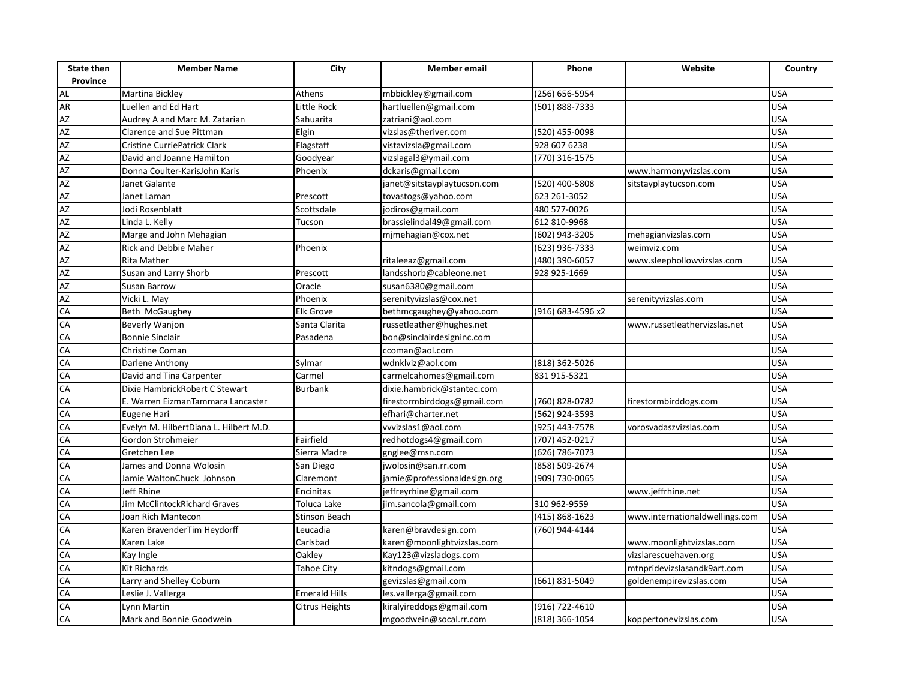| State then Province | Member Name | City | Member email | Phone | Website | Country |
|---|---|---|---|---|---|---|
| AL | Martina Bickley | Athens | mbbickley@gmail.com | (256) 656-5954 | | USA |
| AR | Luellen and Ed Hart | Little Rock | hartluellen@gmail.com | (501) 888-7333 | | USA |
| AZ | Audrey A and Marc M. Zatarian | Sahuarita | zatriani@aol.com | | | USA |
| AZ | Clarence and Sue Pittman | Elgin | vizslas@theriver.com | (520) 455-0098 | | USA |
| AZ | Cristine CurriePatrick Clark | Flagstaff | vistavizsla@gmail.com | 928 607 6238 | | USA |
| AZ | David and Joanne Hamilton | Goodyear | vizslagal3@ymail.com | (770) 316-1575 | | USA |
| AZ | Donna Coulter-KarisJohn Karis | Phoenix | dckaris@gmail.com | | www.harmonyvizslas.com | USA |
| AZ | Janet Galante | | janet@sitstayplaytucson.com | (520) 400-5808 | sitstayplaytucson.com | USA |
| AZ | Janet Laman | Prescott | tovastogs@yahoo.com | 623 261-3052 | | USA |
| AZ | Jodi Rosenblatt | Scottsdale | jodiros@gmail.com | 480 577-0026 | | USA |
| AZ | Linda L. Kelly | Tucson | brassielindal49@gmail.com | 612 810-9968 | | USA |
| AZ | Marge and John Mehagian | | mjmehagian@cox.net | (602) 943-3205 | mehagianvizslas.com | USA |
| AZ | Rick and Debbie Maher | Phoenix | | (623) 936-7333 | weimviz.com | USA |
| AZ | Rita Mather | | ritaleeaz@gmail.com | (480) 390-6057 | www.sleephollowvizslas.com | USA |
| AZ | Susan and Larry Shorb | Prescott | landsshorb@cableone.net | 928 925-1669 | | USA |
| AZ | Susan Barrow | Oracle | susan6380@gmail.com | | | USA |
| AZ | Vicki L. May | Phoenix | serenityvizslas@cox.net | | serenityvizslas.com | USA |
| CA | Beth McGaughey | Elk Grove | bethmcgaughey@yahoo.com | (916) 683-4596 x2 | | USA |
| CA | Beverly Wanjon | Santa Clarita | russetleather@hughes.net | | www.russetleathervizslas.net | USA |
| CA | Bonnie Sinclair | Pasadena | bon@sinclairdesigninc.com | | | USA |
| CA | Christine Coman | | ccoman@aol.com | | | USA |
| CA | Darlene Anthony | Sylmar | wdnklviz@aol.com | (818) 362-5026 | | USA |
| CA | David and Tina Carpenter | Carmel | carmelcahomes@gmail.com | 831 915-5321 | | USA |
| CA | Dixie HambrickRobert C Stewart | Burbank | dixie.hambrick@stantec.com | | | USA |
| CA | E. Warren EizmanTammara Lancaster | | firestormbirddogs@gmail.com | (760) 828-0782 | firestormbirddogs.com | USA |
| CA | Eugene Hari | | efhari@charter.net | (562) 924-3593 | | USA |
| CA | Evelyn M. HilbertDiana L. Hilbert M.D. | | vvvizslas1@aol.com | (925) 443-7578 | vorosvadaszvizslas.com | USA |
| CA | Gordon Strohmeier | Fairfield | redhotdogs4@gmail.com | (707) 452-0217 | | USA |
| CA | Gretchen Lee | Sierra Madre | gnglee@msn.com | (626) 786-7073 | | USA |
| CA | James and Donna Wolosin | San Diego | jwolosin@san.rr.com | (858) 509-2674 | | USA |
| CA | Jamie WaltonChuck Johnson | Claremont | jamie@professionaldesign.org | (909) 730-0065 | | USA |
| CA | Jeff Rhine | Encinitas | jeffreyrhine@gmail.com | | www.jeffrhine.net | USA |
| CA | Jim McClintockRichard Graves | Toluca Lake | jim.sancola@gmail.com | 310 962-9559 | | USA |
| CA | Joan Rich Mantecon | Stinson Beach | | (415) 868-1623 | www.internationaldwellings.com | USA |
| CA | Karen BravenderTim Heydorff | Leucadia | karen@bravdesign.com | (760) 944-4144 | | USA |
| CA | Karen Lake | Carlsbad | karen@moonlightvizslas.com | | www.moonlightvizslas.com | USA |
| CA | Kay Ingle | Oakley | Kay123@vizsladogs.com | | vizslarescuehaven.org | USA |
| CA | Kit Richards | Tahoe City | kitndogs@gmail.com | | mtnpridevizslasandk9art.com | USA |
| CA | Larry and Shelley Coburn | | gevizslas@gmail.com | (661) 831-5049 | goldenempirevizslas.com | USA |
| CA | Leslie J. Vallerga | Emerald Hills | les.vallerga@gmail.com | | | USA |
| CA | Lynn Martin | Citrus Heights | kiralyireddogs@gmail.com | (916) 722-4610 | | USA |
| CA | Mark and Bonnie Goodwein | | mgoodwein@socal.rr.com | (818) 366-1054 | koppertonevizslas.com | USA |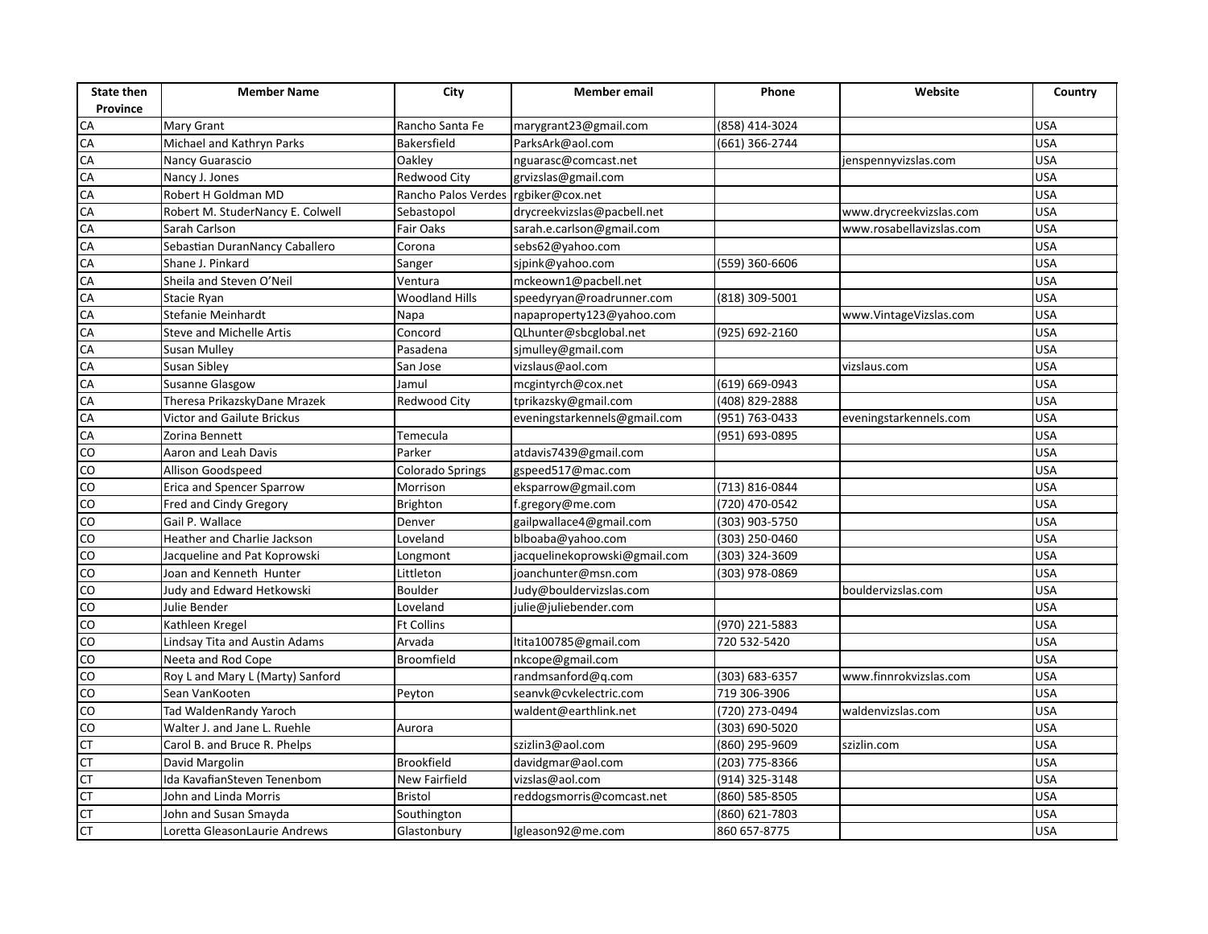| State then Province | Member Name | City | Member email | Phone | Website | Country |
|---|---|---|---|---|---|---|
| CA | Mary Grant | Rancho Santa Fe | marygrant23@gmail.com | (858) 414-3024 | | USA |
| CA | Michael and Kathryn Parks | Bakersfield | ParksArk@aol.com | (661) 366-2744 | | USA |
| CA | Nancy Guarascio | Oakley | nguarasc@comcast.net | | jenspennyvizslas.com | USA |
| CA | Nancy J. Jones | Redwood City | grvizslas@gmail.com | | | USA |
| CA | Robert H Goldman MD | Rancho Palos Verdes | rgbiker@cox.net | | | USA |
| CA | Robert M. StuderNancy E. Colwell | Sebastopol | drycreekvizslas@pacbell.net | | www.drycreekvizslas.com | USA |
| CA | Sarah Carlson | Fair Oaks | sarah.e.carlson@gmail.com | | www.rosabellavizslas.com | USA |
| CA | Sebastian DuranNancy Caballero | Corona | sebs62@yahoo.com | | | USA |
| CA | Shane J. Pinkard | Sanger | sjpink@yahoo.com | (559) 360-6606 | | USA |
| CA | Sheila and Steven O'Neil | Ventura | mckeown1@pacbell.net | | | USA |
| CA | Stacie Ryan | Woodland Hills | speedyryan@roadrunner.com | (818) 309-5001 | | USA |
| CA | Stefanie Meinhardt | Napa | napaproperty123@yahoo.com | | www.VintageVizslas.com | USA |
| CA | Steve and Michelle Artis | Concord | QLhunter@sbcglobal.net | (925) 692-2160 | | USA |
| CA | Susan Mulley | Pasadena | sjmulley@gmail.com | | | USA |
| CA | Susan Sibley | San Jose | vizslaus@aol.com | | vizslaus.com | USA |
| CA | Susanne Glasgow | Jamul | mcgintyrch@cox.net | (619) 669-0943 | | USA |
| CA | Theresa PrikazskyDane Mrazek | Redwood City | tprikazsky@gmail.com | (408) 829-2888 | | USA |
| CA | Victor and Gailute Brickus | | eveningstarkennels@gmail.com | (951) 763-0433 | eveningstarkennels.com | USA |
| CA | Zorina Bennett | Temecula | | (951) 693-0895 | | USA |
| CO | Aaron and Leah Davis | Parker | atdavis7439@gmail.com | | | USA |
| CO | Allison Goodspeed | Colorado Springs | gspeed517@mac.com | | | USA |
| CO | Erica and Spencer Sparrow | Morrison | eksparrow@gmail.com | (713) 816-0844 | | USA |
| CO | Fred and Cindy Gregory | Brighton | f.gregory@me.com | (720) 470-0542 | | USA |
| CO | Gail P. Wallace | Denver | gailpwallace4@gmail.com | (303) 903-5750 | | USA |
| CO | Heather and Charlie Jackson | Loveland | blboaba@yahoo.com | (303) 250-0460 | | USA |
| CO | Jacqueline and Pat Koprowski | Longmont | jacquelinekoprowski@gmail.com | (303) 324-3609 | | USA |
| CO | Joan and Kenneth Hunter | Littleton | joanchunter@msn.com | (303) 978-0869 | | USA |
| CO | Judy and Edward Hetkowski | Boulder | Judy@bouldervizslas.com | | bouldervizslas.com | USA |
| CO | Julie Bender | Loveland | julie@juliebender.com | | | USA |
| CO | Kathleen Kregel | Ft Collins | | (970) 221-5883 | | USA |
| CO | Lindsay Tita and Austin Adams | Arvada | ltita100785@gmail.com | 720 532-5420 | | USA |
| CO | Neeta and Rod Cope | Broomfield | nkcope@gmail.com | | | USA |
| CO | Roy L and Mary L (Marty) Sanford | | randmsanford@q.com | (303) 683-6357 | www.finnrokvizslas.com | USA |
| CO | Sean VanKooten | Peyton | seanvk@cvkelectric.com | 719 306-3906 | | USA |
| CO | Tad WaldenRandy Yaroch | | waldent@earthlink.net | (720) 273-0494 | waldenvizslas.com | USA |
| CO | Walter J. and Jane L. Ruehle | Aurora | | (303) 690-5020 | | USA |
| CT | Carol B. and Bruce R. Phelps | | szizlin3@aol.com | (860) 295-9609 | szizlin.com | USA |
| CT | David Margolin | Brookfield | davidgmar@aol.com | (203) 775-8366 | | USA |
| CT | Ida KavafianSteven Tenenbom | New Fairfield | vizslas@aol.com | (914) 325-3148 | | USA |
| CT | John and Linda Morris | Bristol | reddogsmorris@comcast.net | (860) 585-8505 | | USA |
| CT | John and Susan Smayda | Southington | | (860) 621-7803 | | USA |
| CT | Loretta GleasonLaurie Andrews | Glastonbury | lgleason92@me.com | 860 657-8775 | | USA |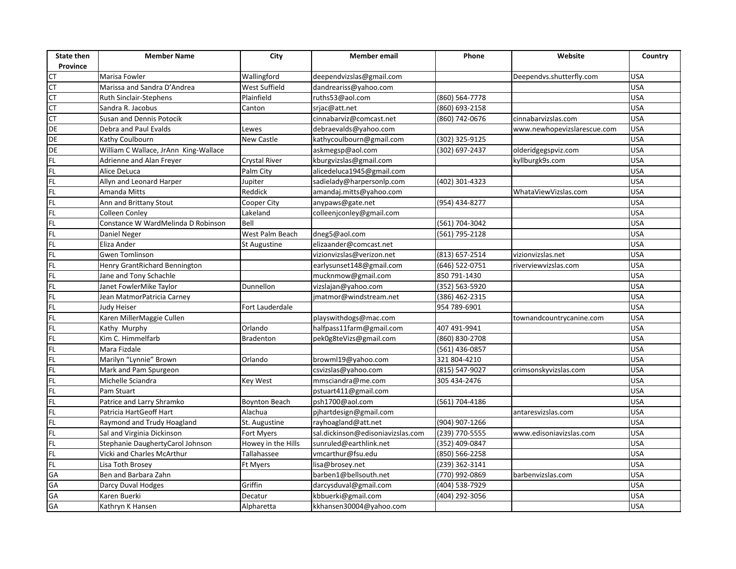| State then Province | Member Name | City | Member email | Phone | Website | Country |
|---|---|---|---|---|---|---|
| CT | Marisa Fowler | Wallingford | deependvizslas@gmail.com | | Deependvs.shutterfly.com | USA |
| CT | Marissa and Sandra D'Andrea | West Suffield | dandreariss@yahoo.com | | | USA |
| CT | Ruth Sinclair-Stephens | Plainfield | ruths53@aol.com | (860) 564-7778 | | USA |
| CT | Sandra R. Jacobus | Canton | srjac@att.net | (860) 693-2158 | | USA |
| CT | Susan and Dennis Potocik | | cinnabarviz@comcast.net | (860) 742-0676 | cinnabarvizslas.com | USA |
| DE | Debra and Paul Evalds | Lewes | debraevalds@yahoo.com | | www.newhopevizslarescue.com | USA |
| DE | Kathy Coulbourn | New Castle | kathycoulbourn@gmail.com | (302) 325-9125 | | USA |
| DE | William C Wallace, JrAnn King-Wallace | | askmegsp@aol.com | (302) 697-2437 | olderidgegspviz.com | USA |
| FL | Adrienne and Alan Freyer | Crystal River | kburgvizslas@gmail.com | | kyllburgk9s.com | USA |
| FL | Alice DeLuca | Palm City | alicedeluca1945@gmail.com | | | USA |
| FL | Allyn and Leonard Harper | Jupiter | sadielady@harpersonlp.com | (402) 301-4323 | | USA |
| FL | Amanda Mitts | Reddick | amandaj.mitts@yahoo.com | | WhataViewVizslas.com | USA |
| FL | Ann and Brittany Stout | Cooper City | anypaws@gate.net | (954) 434-8277 | | USA |
| FL | Colleen Conley | Lakeland | colleenjconley@gmail.com | | | USA |
| FL | Constance W WardMelinda D Robinson | Bell | | (561) 704-3042 | | USA |
| FL | Daniel Neger | West Palm Beach | dneg5@aol.com | (561) 795-2128 | | USA |
| FL | Eliza Ander | St Augustine | elizaander@comcast.net | | | USA |
| FL | Gwen Tomlinson | | vizionvizslas@verizon.net | (813) 657-2514 | vizionvizslas.net | USA |
| FL | Henry GrantRichard Bennington | | earlysunset148@gmail.com | (646) 522-0751 | riverviewvizslas.com | USA |
| FL | Jane and Tony Schachle | | mucknmow@gmail.com | 850 791-1430 | | USA |
| FL | Janet FowlerMike Taylor | Dunnellon | vizslajan@yahoo.com | (352) 563-5920 | | USA |
| FL | Jean MatmorPatricia Carney | | jmatmor@windstream.net | (386) 462-2315 | | USA |
| FL | Judy Heiser | Fort Lauderdale | | 954 789-6901 | | USA |
| FL | Karen MillerMaggie Cullen | | playswithdogs@mac.com | | townandcountrycanine.com | USA |
| FL | Kathy Murphy | Orlando | halfpass11farm@gmail.com | 407 491-9941 | | USA |
| FL | Kim C. Himmelfarb | Bradenton | pek0g8teVizs@gmail.com | (860) 830-2708 | | USA |
| FL | Mara Fizdale | | | (561) 436-0857 | | USA |
| FL | Marilyn "Lynnie" Brown | Orlando | browml19@yahoo.com | 321 804-4210 | | USA |
| FL | Mark and Pam Spurgeon | | csvizslas@yahoo.com | (815) 547-9027 | crimsonskyvizslas.com | USA |
| FL | Michelle Sciandra | Key West | mmsciandra@me.com | 305 434-2476 | | USA |
| FL | Pam Stuart | | pstuart411@gmail.com | | | USA |
| FL | Patrice and Larry Shramko | Boynton Beach | psh1700@aol.com | (561) 704-4186 | | USA |
| FL | Patricia HartGeoff Hart | Alachua | pjhartdesign@gmail.com | | antaresvizslas.com | USA |
| FL | Raymond and Trudy Hoagland | St. Augustine | rayhoagland@att.net | (904) 907-1266 | | USA |
| FL | Sal and Virginia Dickinson | Fort Myers | sal.dickinson@edisoniavizslas.com | (239) 770-5555 | www.edisoniavizslas.com | USA |
| FL | Stephanie DaughertyCarol Johnson | Howey in the Hills | sunruled@earthlink.net | (352) 409-0847 | | USA |
| FL | Vicki and Charles McArthur | Tallahassee | vmcarthur@fsu.edu | (850) 566-2258 | | USA |
| FL | Lisa Toth Brosey | Ft Myers | lisa@brosey.net | (239) 362-3141 | | USA |
| GA | Ben and Barbara Zahn | | barben1@bellsouth.net | (770) 992-0869 | barbenvizslas.com | USA |
| GA | Darcy Duval Hodges | Griffin | darcysduval@gmail.com | (404) 538-7929 | | USA |
| GA | Karen Buerki | Decatur | kbbuerki@gmail.com | (404) 292-3056 | | USA |
| GA | Kathryn K Hansen | Alpharetta | kkhansen30004@yahoo.com | | | USA |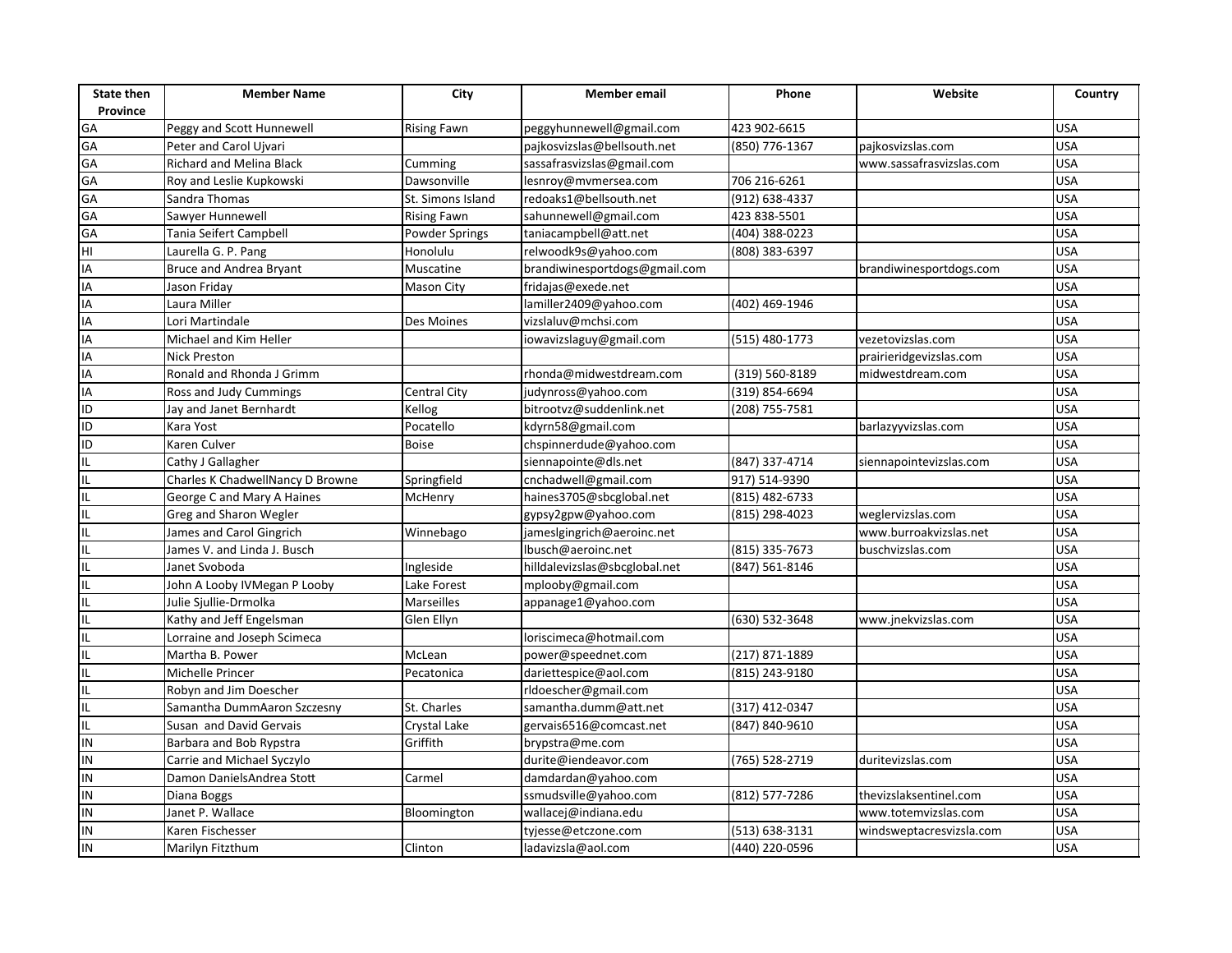| State then Province | Member Name | City | Member email | Phone | Website | Country |
|---|---|---|---|---|---|---|
| GA | Peggy and Scott Hunnewell | Rising Fawn | peggyhunnewell@gmail.com | 423 902-6615 | | USA |
| GA | Peter and Carol Ujvari | | pajkosvizslas@bellsouth.net | (850) 776-1367 | pajkosvizslas.com | USA |
| GA | Richard and Melina Black | Cumming | sassafrasvizslas@gmail.com | | www.sassafrasvizslas.com | USA |
| GA | Roy and Leslie Kupkowski | Dawsonville | lesnroy@mvmersea.com | 706 216-6261 | | USA |
| GA | Sandra Thomas | St. Simons Island | redoaks1@bellsouth.net | (912) 638-4337 | | USA |
| GA | Sawyer Hunnewell | Rising Fawn | sahunnewell@gmail.com | 423 838-5501 | | USA |
| GA | Tania Seifert Campbell | Powder Springs | taniacampbell@att.net | (404) 388-0223 | | USA |
| HI | Laurella G. P. Pang | Honolulu | relwoodk9s@yahoo.com | (808) 383-6397 | | USA |
| IA | Bruce and Andrea Bryant | Muscatine | brandiwinesportdogs@gmail.com | | brandiwinesportdogs.com | USA |
| IA | Jason Friday | Mason City | fridajas@exede.net | | | USA |
| IA | Laura Miller | | lamiller2409@yahoo.com | (402) 469-1946 | | USA |
| IA | Lori Martindale | Des Moines | vizslaluv@mchsi.com | | | USA |
| IA | Michael and Kim Heller | | iowavizslaguy@gmail.com | (515) 480-1773 | vezetovizslas.com | USA |
| IA | Nick Preston | | | | prairieridgevizslas.com | USA |
| IA | Ronald and Rhonda J Grimm | | rhonda@midwestdream.com | (319) 560-8189 | midwestdream.com | USA |
| IA | Ross and Judy Cummings | Central City | judynross@yahoo.com | (319) 854-6694 | | USA |
| ID | Jay and Janet Bernhardt | Kellog | bitrootvz@suddenlink.net | (208) 755-7581 | | USA |
| ID | Kara Yost | Pocatello | kdyrn58@gmail.com | | barlazyyvizslas.com | USA |
| ID | Karen Culver | Boise | chspinnerdude@yahoo.com | | | USA |
| IL | Cathy J Gallagher | | siennapointe@dls.net | (847) 337-4714 | siennapointevizslas.com | USA |
| IL | Charles K ChadwellNancy D Browne | Springfield | cnchadwell@gmail.com | 917) 514-9390 | | USA |
| IL | George C and Mary A Haines | McHenry | haines3705@sbcglobal.net | (815) 482-6733 | | USA |
| IL | Greg and Sharon Wegler | | gypsy2gpw@yahoo.com | (815) 298-4023 | weglervizslas.com | USA |
| IL | James and Carol Gingrich | Winnebago | jameslgingrich@aeroinc.net | | www.burroakvizslas.net | USA |
| IL | James V. and Linda J. Busch | | lbusch@aeroinc.net | (815) 335-7673 | buschvizslas.com | USA |
| IL | Janet Svoboda | Ingleside | hilldalevizslas@sbcglobal.net | (847) 561-8146 | | USA |
| IL | John A Looby IVMegan P Looby | Lake Forest | mplooby@gmail.com | | | USA |
| IL | Julie Sjullie-Drmolka | Marseilles | appanage1@yahoo.com | | | USA |
| IL | Kathy and Jeff Engelsman | Glen Ellyn | | (630) 532-3648 | www.jnekvizslas.com | USA |
| IL | Lorraine and Joseph Scimeca | | loriscimeca@hotmail.com | | | USA |
| IL | Martha B. Power | McLean | power@speednet.com | (217) 871-1889 | | USA |
| IL | Michelle Princer | Pecatonica | dariettespice@aol.com | (815) 243-9180 | | USA |
| IL | Robyn and Jim Doescher | | rldoescher@gmail.com | | | USA |
| IL | Samantha DummAaron Szczesny | St. Charles | samantha.dumm@att.net | (317) 412-0347 | | USA |
| IL | Susan and David Gervais | Crystal Lake | gervais6516@comcast.net | (847) 840-9610 | | USA |
| IN | Barbara and Bob Rypstra | Griffith | brypstra@me.com | | | USA |
| IN | Carrie and Michael Syczylo | | durite@iendeavor.com | (765) 528-2719 | duritevizslas.com | USA |
| IN | Damon DanielsAndrea Stott | Carmel | damdardan@yahoo.com | | | USA |
| IN | Diana Boggs | | ssmudsville@yahoo.com | (812) 577-7286 | thevizslaksentinel.com | USA |
| IN | Janet P. Wallace | Bloomington | wallacej@indiana.edu | | www.totemvizslas.com | USA |
| IN | Karen Fischesser | | tyjesse@etczone.com | (513) 638-3131 | windsweptacresvizsla.com | USA |
| IN | Marilyn Fitzthum | Clinton | ladavizsla@aol.com | (440) 220-0596 | | USA |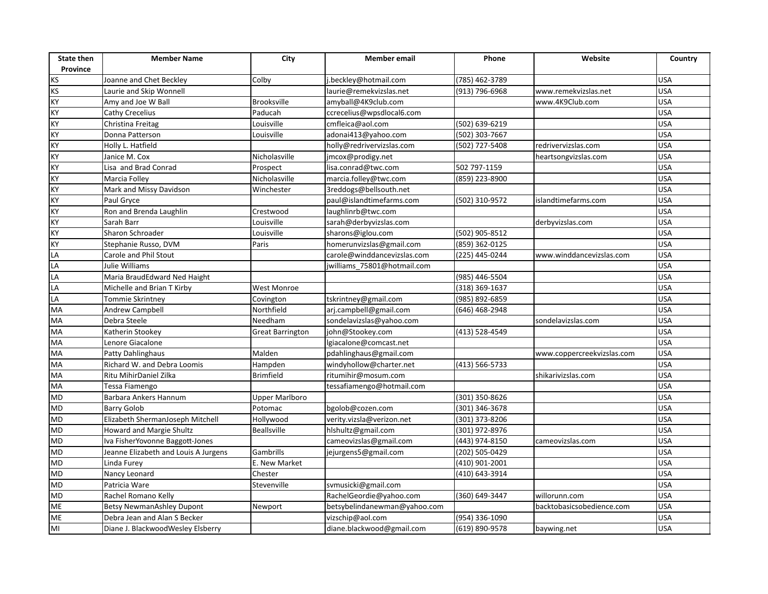| State then Province | Member Name | City | Member email | Phone | Website | Country |
|---|---|---|---|---|---|---|
| KS | Joanne and Chet Beckley | Colby | j.beckley@hotmail.com | (785) 462-3789 | | USA |
| KS | Laurie and Skip Wonnell | | laurie@remekvizslas.net | (913) 796-6968 | www.remekvizslas.net | USA |
| KY | Amy and Joe W Ball | Brooksville | amyball@4K9club.com | | www.4K9Club.com | USA |
| KY | Cathy Crecelius | Paducah | ccrecelius@wpsdlocal6.com | | | USA |
| KY | Christina Freitag | Louisville | cmfleica@aol.com | (502) 639-6219 | | USA |
| KY | Donna Patterson | Louisville | adonai413@yahoo.com | (502) 303-7667 | | USA |
| KY | Holly L. Hatfield | | holly@redrivervizslas.com | (502) 727-5408 | redrivervizslas.com | USA |
| KY | Janice M. Cox | Nicholasville | jmcox@prodigy.net | | heartsongvizslas.com | USA |
| KY | Lisa and Brad Conrad | Prospect | lisa.conrad@twc.com | 502 797-1159 | | USA |
| KY | Marcia Folley | Nicholasville | marcia.folley@twc.com | (859) 223-8900 | | USA |
| KY | Mark and Missy Davidson | Winchester | 3reddogs@bellsouth.net | | | USA |
| KY | Paul Gryce | | paul@islandtimefarms.com | (502) 310-9572 | islandtimefarms.com | USA |
| KY | Ron and Brenda Laughlin | Crestwood | laughlinrb@twc.com | | | USA |
| KY | Sarah Barr | Louisville | sarah@derbyvizslas.com | | derbyvizslas.com | USA |
| KY | Sharon Schroader | Louisville | sharons@iglou.com | (502) 905-8512 | | USA |
| KY | Stephanie Russo, DVM | Paris | homerunvizslas@gmail.com | (859) 362-0125 | | USA |
| LA | Carole and Phil Stout | | carole@winddancevizslas.com | (225) 445-0244 | www.winddancevizslas.com | USA |
| LA | Julie Williams | | jwilliams_75801@hotmail.com | | | USA |
| LA | Maria BraudEdward Ned Haight | | | (985) 446-5504 | | USA |
| LA | Michelle and Brian T Kirby | West Monroe | | (318) 369-1637 | | USA |
| LA | Tommie Skrintney | Covington | tskrintney@gmail.com | (985) 892-6859 | | USA |
| MA | Andrew Campbell | Northfield | arj.campbell@gmail.com | (646) 468-2948 | | USA |
| MA | Debra Steele | Needham | sondelavizslas@yahoo.com | | sondelavizslas.com | USA |
| MA | Katherin Stookey | Great Barrington | john@Stookey.com | (413) 528-4549 | | USA |
| MA | Lenore Giacalone | | lgiacalone@comcast.net | | | USA |
| MA | Patty Dahlinghaus | Malden | pdahlinghaus@gmail.com | | www.coppercreekvizslas.com | USA |
| MA | Richard W. and Debra Loomis | Hampden | windyhollow@charter.net | (413) 566-5733 | | USA |
| MA | Ritu MihirDaniel Zilka | Brimfield | ritumihir@mosum.com | | shikarivizslas.com | USA |
| MA | Tessa Fiamengo | | tessafiamengo@hotmail.com | | | USA |
| MD | Barbara Ankers Hannum | Upper Marlboro | | (301) 350-8626 | | USA |
| MD | Barry Golob | Potomac | bgolob@cozen.com | (301) 346-3678 | | USA |
| MD | Elizabeth ShermanJoseph Mitchell | Hollywood | verity.vizsla@verizon.net | (301) 373-8206 | | USA |
| MD | Howard and Margie Shultz | Beallsville | hlshultz@gmail.com | (301) 972-8976 | | USA |
| MD | Iva FisherYovonne Baggott-Jones | | cameovizslas@gmail.com | (443) 974-8150 | cameovizslas.com | USA |
| MD | Jeanne Elizabeth and Louis A Jurgens | Gambrills | jejurgens5@gmail.com | (202) 505-0429 | | USA |
| MD | Linda Furey | E. New Market | | (410) 901-2001 | | USA |
| MD | Nancy Leonard | Chester | | (410) 643-3914 | | USA |
| MD | Patricia Ware | Stevenville | svmusicki@gmail.com | | | USA |
| MD | Rachel Romano Kelly | | RachelGeordie@yahoo.com | (360) 649-3447 | willorunn.com | USA |
| ME | Betsy NewmanAshley Dupont | Newport | betsybelindanewman@yahoo.com | | backtobasicsobedience.com | USA |
| ME | Debra Jean and Alan S Becker | | vizschip@aol.com | (954) 336-1090 | | USA |
| MI | Diane J. BlackwoodWesley Elsberry | | diane.blackwood@gmail.com | (619) 890-9578 | baywing.net | USA |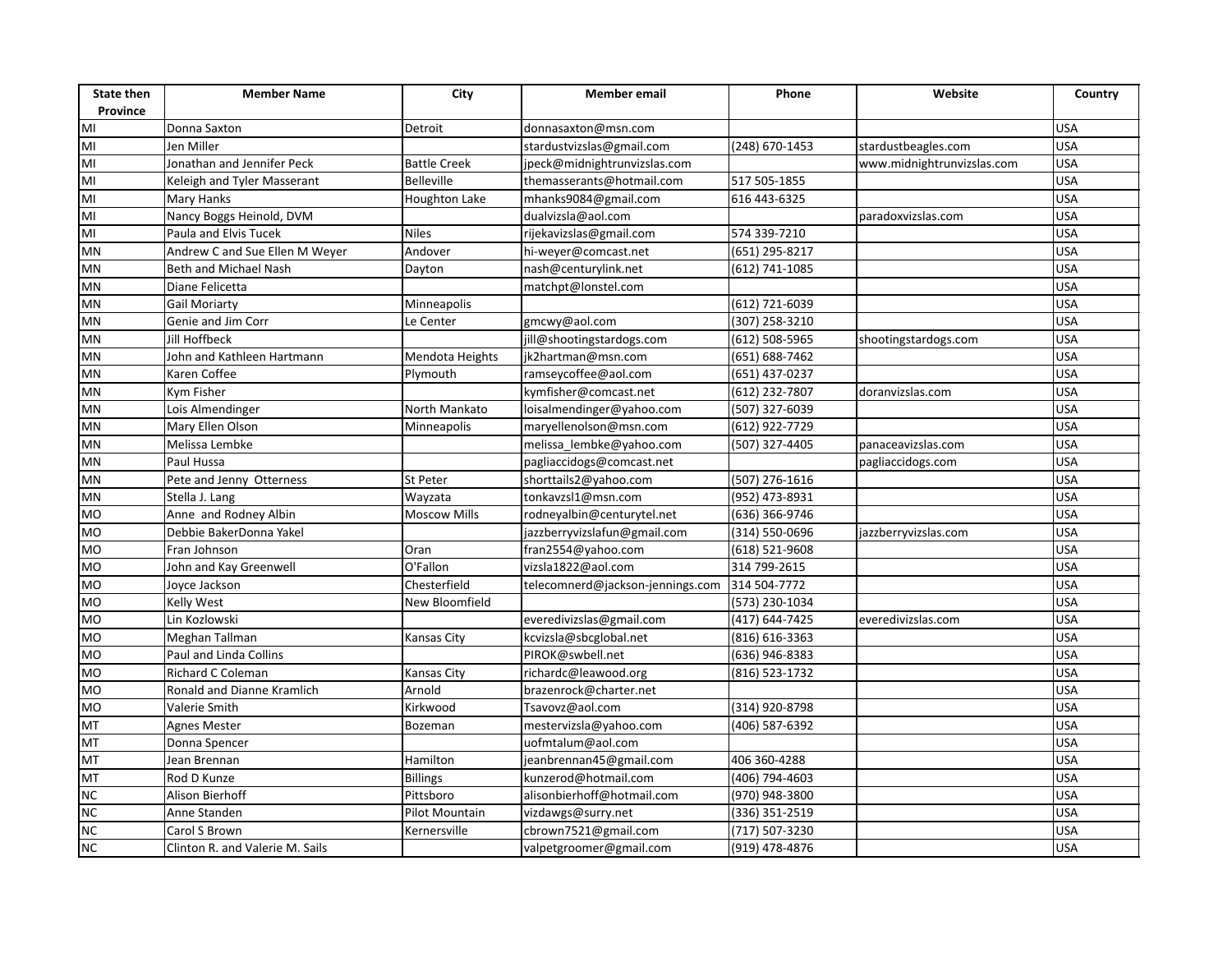| State then Province | Member Name | City | Member email | Phone | Website | Country |
|---|---|---|---|---|---|---|
| MI | Donna Saxton | Detroit | donnasaxton@msn.com | | | USA |
| MI | Jen Miller | | stardustvizslas@gmail.com | (248) 670-1453 | stardustbeagles.com | USA |
| MI | Jonathan and Jennifer Peck | Battle Creek | jpeck@midnightrunvizslas.com | | www.midnightrunvizslas.com | USA |
| MI | Keleigh and Tyler Masserant | Belleville | themasserants@hotmail.com | 517 505-1855 | | USA |
| MI | Mary Hanks | Houghton Lake | mhanks9084@gmail.com | 616 443-6325 | | USA |
| MI | Nancy Boggs Heinold, DVM | | dualvizsla@aol.com | | paradoxvizslas.com | USA |
| MI | Paula and Elvis Tucek | Niles | rijekavizslas@gmail.com | 574 339-7210 | | USA |
| MN | Andrew C and Sue Ellen M Weyer | Andover | hi-weyer@comcast.net | (651) 295-8217 | | USA |
| MN | Beth and Michael Nash | Dayton | nash@centurylink.net | (612) 741-1085 | | USA |
| MN | Diane Felicetta | | matchpt@lonstel.com | | | USA |
| MN | Gail Moriarty | Minneapolis | | (612) 721-6039 | | USA |
| MN | Genie and Jim Corr | Le Center | gmcwy@aol.com | (307) 258-3210 | | USA |
| MN | Jill Hoffbeck | | jill@shootingstardogs.com | (612) 508-5965 | shootingstardogs.com | USA |
| MN | John and Kathleen Hartmann | Mendota Heights | jk2hartman@msn.com | (651) 688-7462 | | USA |
| MN | Karen Coffee | Plymouth | ramseycoffee@aol.com | (651) 437-0237 | | USA |
| MN | Kym Fisher | | kymfisher@comcast.net | (612) 232-7807 | doranvizslas.com | USA |
| MN | Lois Almendinger | North Mankato | loisalmendinger@yahoo.com | (507) 327-6039 | | USA |
| MN | Mary Ellen Olson | Minneapolis | maryellenolson@msn.com | (612) 922-7729 | | USA |
| MN | Melissa Lembke | | melissa_lembke@yahoo.com | (507) 327-4405 | panaceavizslas.com | USA |
| MN | Paul Hussa | | pagliaccidogs@comcast.net | | pagliaccidogs.com | USA |
| MN | Pete and Jenny Otterness | St Peter | shorttails2@yahoo.com | (507) 276-1616 | | USA |
| MN | Stella J. Lang | Wayzata | tonkavzsl1@msn.com | (952) 473-8931 | | USA |
| MO | Anne and Rodney Albin | Moscow Mills | rodneyalbin@centurytel.net | (636) 366-9746 | | USA |
| MO | Debbie BakerDonna Yakel | | jazzberryvizslafun@gmail.com | (314) 550-0696 | jazzberryvizslas.com | USA |
| MO | Fran Johnson | Oran | fran2554@yahoo.com | (618) 521-9608 | | USA |
| MO | John and Kay Greenwell | O'Fallon | vizsla1822@aol.com | 314 799-2615 | | USA |
| MO | Joyce Jackson | Chesterfield | telecomnerd@jackson-jennings.com | 314 504-7772 | | USA |
| MO | Kelly West | New Bloomfield | | (573) 230-1034 | | USA |
| MO | Lin Kozlowski | | everedivizslas@gmail.com | (417) 644-7425 | everedivizslas.com | USA |
| MO | Meghan Tallman | Kansas City | kcvizsla@sbcglobal.net | (816) 616-3363 | | USA |
| MO | Paul and Linda Collins | | PIROK@swbell.net | (636) 946-8383 | | USA |
| MO | Richard C Coleman | Kansas City | richardc@leawood.org | (816) 523-1732 | | USA |
| MO | Ronald and Dianne Kramlich | Arnold | brazenrock@charter.net | | | USA |
| MO | Valerie Smith | Kirkwood | Tsavovz@aol.com | (314) 920-8798 | | USA |
| MT | Agnes Mester | Bozeman | mestervizsla@yahoo.com | (406) 587-6392 | | USA |
| MT | Donna Spencer | | uofmtalum@aol.com | | | USA |
| MT | Jean Brennan | Hamilton | jeanbrennan45@gmail.com | 406 360-4288 | | USA |
| MT | Rod D Kunze | Billings | kunzerod@hotmail.com | (406) 794-4603 | | USA |
| NC | Alison Bierhoff | Pittsboro | alisonbierhoff@hotmail.com | (970) 948-3800 | | USA |
| NC | Anne Standen | Pilot Mountain | vizdawgs@surry.net | (336) 351-2519 | | USA |
| NC | Carol S Brown | Kernersville | cbrown7521@gmail.com | (717) 507-3230 | | USA |
| NC | Clinton R. and Valerie M. Sails | | valpetgroomer@gmail.com | (919) 478-4876 | | USA |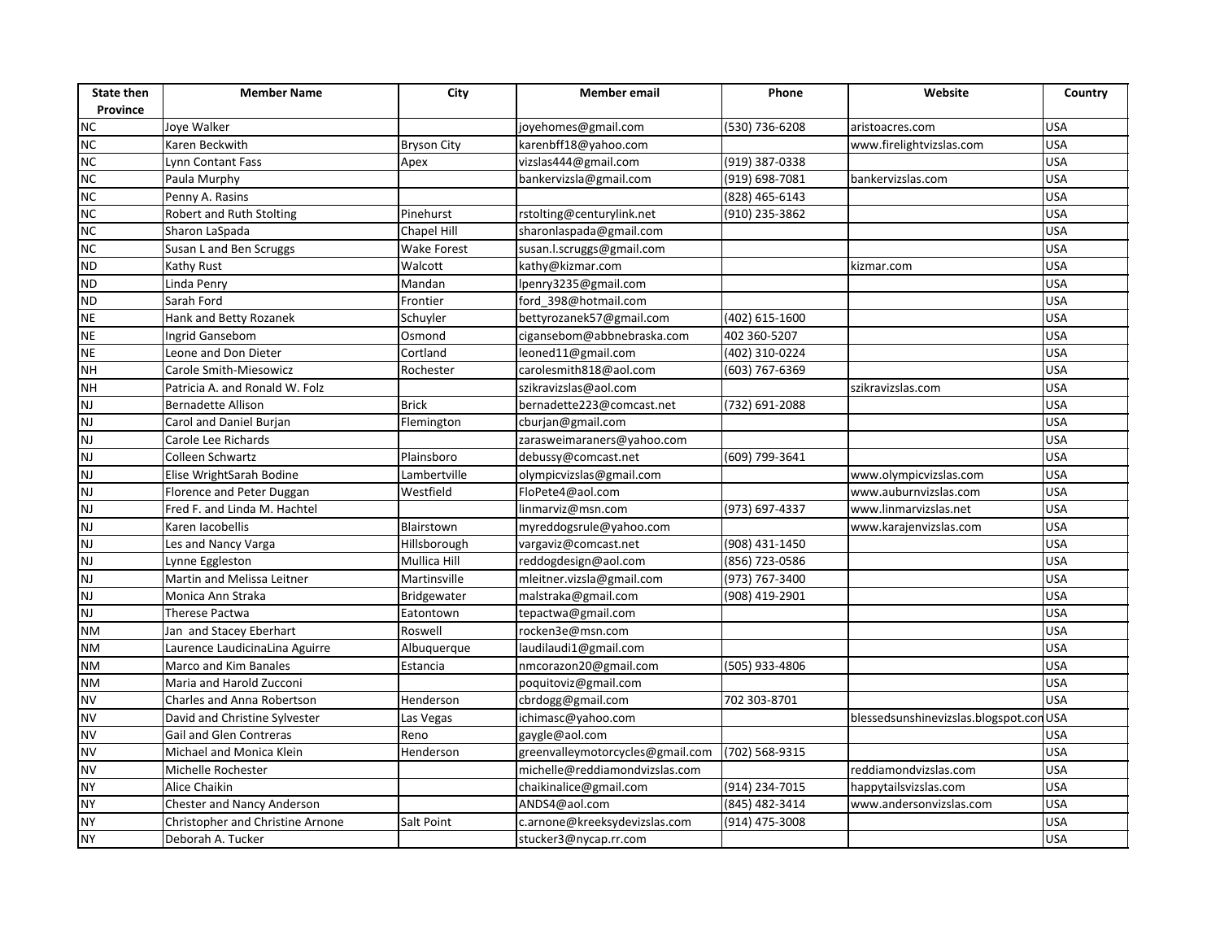| State then Province | Member Name | City | Member email | Phone | Website | Country |
|---|---|---|---|---|---|---|
| NC | Joye Walker | | joyehomes@gmail.com | (530) 736-6208 | aristoacres.com | USA |
| NC | Karen Beckwith | Bryson City | karenbff18@yahoo.com | | www.firelightvizslas.com | USA |
| NC | Lynn Contant Fass | Apex | vizslas444@gmail.com | (919) 387-0338 | | USA |
| NC | Paula Murphy | | bankervizsla@gmail.com | (919) 698-7081 | bankervizslas.com | USA |
| NC | Penny A. Rasins | | | (828) 465-6143 | | USA |
| NC | Robert and Ruth Stolting | Pinehurst | rstolting@centurylink.net | (910) 235-3862 | | USA |
| NC | Sharon LaSpada | Chapel Hill | sharonlaspada@gmail.com | | | USA |
| NC | Susan L and Ben Scruggs | Wake Forest | susan.l.scruggs@gmail.com | | | USA |
| ND | Kathy Rust | Walcott | kathy@kizmar.com | | kizmar.com | USA |
| ND | Linda Penry | Mandan | lpenry3235@gmail.com | | | USA |
| ND | Sarah Ford | Frontier | ford_398@hotmail.com | | | USA |
| NE | Hank and Betty Rozanek | Schuyler | bettyrozanek57@gmail.com | (402) 615-1600 | | USA |
| NE | Ingrid Gansebom | Osmond | cigansebom@abbnebraska.com | 402 360-5207 | | USA |
| NE | Leone and Don Dieter | Cortland | leoned11@gmail.com | (402) 310-0224 | | USA |
| NH | Carole Smith-Miesowicz | Rochester | carolesmith818@aol.com | (603) 767-6369 | | USA |
| NH | Patricia A. and Ronald W. Folz | | szikravizslas@aol.com | | szikravizslas.com | USA |
| NJ | Bernadette Allison | Brick | bernadette223@comcast.net | (732) 691-2088 | | USA |
| NJ | Carol and Daniel Burjan | Flemington | cburjan@gmail.com | | | USA |
| NJ | Carole Lee Richards | | zarasweimaraners@yahoo.com | | | USA |
| NJ | Colleen Schwartz | Plainsboro | debussy@comcast.net | (609) 799-3641 | | USA |
| NJ | Elise WrightSarah Bodine | Lambertville | olympicvizslas@gmail.com | | www.olympicvizslas.com | USA |
| NJ | Florence and Peter Duggan | Westfield | FloPete4@aol.com | | www.auburnvizslas.com | USA |
| NJ | Fred F. and Linda M. Hachtel | | linmarviz@msn.com | (973) 697-4337 | www.linmarvizslas.net | USA |
| NJ | Karen Iacobellis | Blairstown | myreddogsrule@yahoo.com | | www.karajenvizslas.com | USA |
| NJ | Les and Nancy Varga | Hillsborough | vargaviz@comcast.net | (908) 431-1450 | | USA |
| NJ | Lynne Eggleston | Mullica Hill | reddogdesign@aol.com | (856) 723-0586 | | USA |
| NJ | Martin and Melissa Leitner | Martinsville | mleitner.vizsla@gmail.com | (973) 767-3400 | | USA |
| NJ | Monica Ann Straka | Bridgewater | malstraka@gmail.com | (908) 419-2901 | | USA |
| NJ | Therese Pactwa | Eatontown | tepactwa@gmail.com | | | USA |
| NM | Jan and Stacey Eberhart | Roswell | rocken3e@msn.com | | | USA |
| NM | Laurence LaudicinaLina Aguirre | Albuquerque | laudilaudi1@gmail.com | | | USA |
| NM | Marco and Kim Banales | Estancia | nmcorazon20@gmail.com | (505) 933-4806 | | USA |
| NM | Maria and Harold Zucconi | | poquitoviz@gmail.com | | | USA |
| NV | Charles and Anna Robertson | Henderson | cbrdogg@gmail.com | 702 303-8701 | | USA |
| NV | David and Christine Sylvester | Las Vegas | ichimasc@yahoo.com | | blessedsunshinevizslas.blogspot.com | USA |
| NV | Gail and Glen Contreras | Reno | gaygle@aol.com | | | USA |
| NV | Michael and Monica Klein | Henderson | greenvalleymotorcycles@gmail.com | (702) 568-9315 | | USA |
| NV | Michelle Rochester | | michelle@reddiamondvizslas.com | | reddiamondvizslas.com | USA |
| NY | Alice Chaikin | | chaikinalice@gmail.com | (914) 234-7015 | happytailsvizslas.com | USA |
| NY | Chester and Nancy Anderson | | ANDS4@aol.com | (845) 482-3414 | www.andersonvizslas.com | USA |
| NY | Christopher and Christine Arnone | Salt Point | c.arnone@kreeksydevizslas.com | (914) 475-3008 | | USA |
| NY | Deborah A. Tucker | | stucker3@nycap.rr.com | | | USA |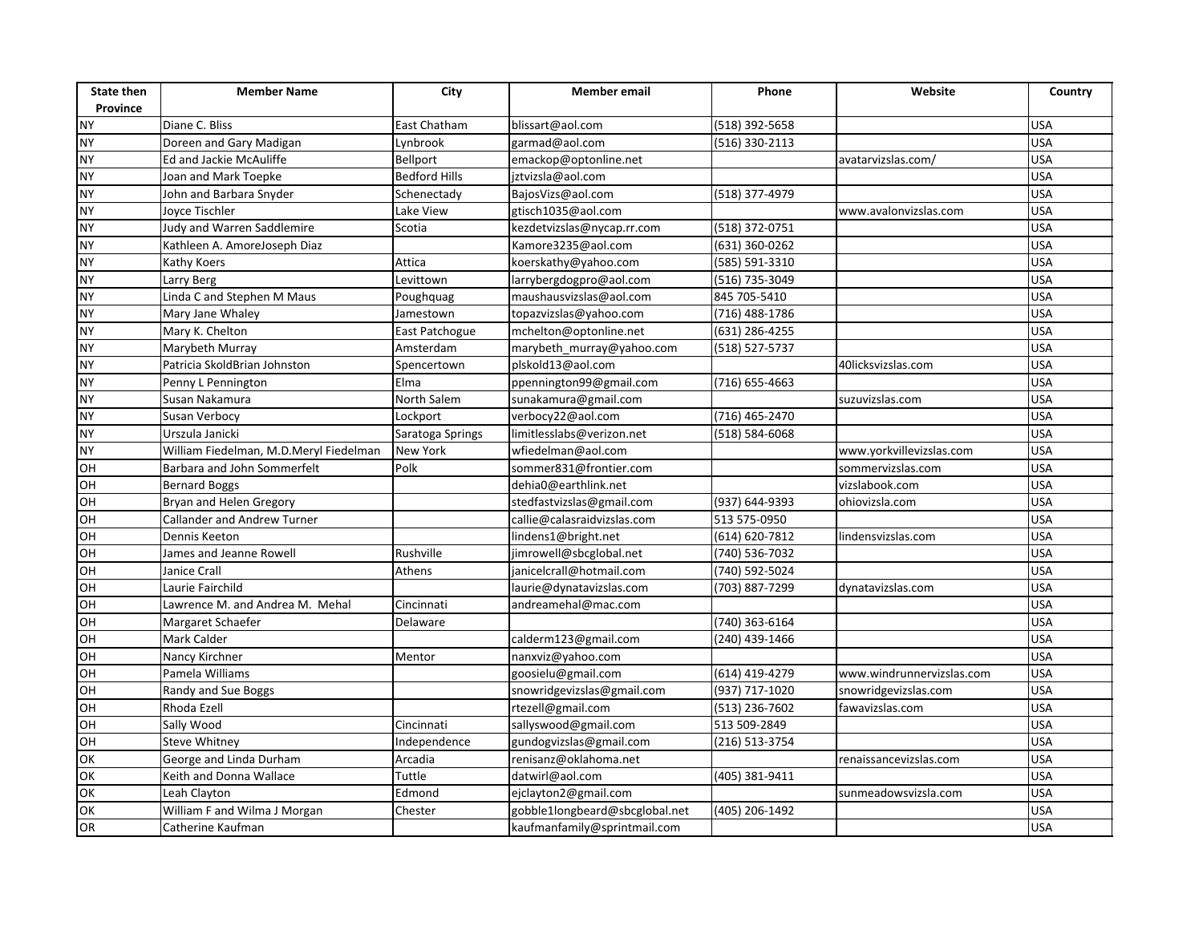| State then Province | Member Name | City | Member email | Phone | Website | Country |
|---|---|---|---|---|---|---|
| NY | Diane C. Bliss | East Chatham | blissart@aol.com | (518) 392-5658 | | USA |
| NY | Doreen and Gary Madigan | Lynbrook | garmad@aol.com | (516) 330-2113 | | USA |
| NY | Ed and Jackie McAuliffe | Bellport | emackop@optonline.net | | avatarvizslas.com/ | USA |
| NY | Joan and Mark Toepke | Bedford Hills | jztvizsla@aol.com | | | USA |
| NY | John and Barbara Snyder | Schenectady | BajosVizs@aol.com | (518) 377-4979 | | USA |
| NY | Joyce Tischler | Lake View | gtisch1035@aol.com | | www.avalonvizslas.com | USA |
| NY | Judy and Warren Saddlemire | Scotia | kezdetvizslas@nycap.rr.com | (518) 372-0751 | | USA |
| NY | Kathleen A. AmoreJoseph Diaz | | Kamore3235@aol.com | (631) 360-0262 | | USA |
| NY | Kathy Koers | Attica | koerskathy@yahoo.com | (585) 591-3310 | | USA |
| NY | Larry Berg | Levittown | larrybergdogpro@aol.com | (516) 735-3049 | | USA |
| NY | Linda C and Stephen M Maus | Poughquag | maushausvizslas@aol.com | 845 705-5410 | | USA |
| NY | Mary Jane Whaley | Jamestown | topazvizslas@yahoo.com | (716) 488-1786 | | USA |
| NY | Mary K. Chelton | East Patchogue | mchelton@optonline.net | (631) 286-4255 | | USA |
| NY | Marybeth Murray | Amsterdam | marybeth_murray@yahoo.com | (518) 527-5737 | | USA |
| NY | Patricia SkoldBrian Johnston | Spencertown | plskold13@aol.com | | 40licksvizslas.com | USA |
| NY | Penny L Pennington | Elma | ppennington99@gmail.com | (716) 655-4663 | | USA |
| NY | Susan Nakamura | North Salem | sunakamura@gmail.com | | suzuvizslas.com | USA |
| NY | Susan Verbocy | Lockport | verbocy22@aol.com | (716) 465-2470 | | USA |
| NY | Urszula Janicki | Saratoga Springs | limitlesslabs@verizon.net | (518) 584-6068 | | USA |
| NY | William Fiedelman, M.D.Meryl Fiedelman | New York | wfiedelman@aol.com | | www.yorkvillevizslas.com | USA |
| OH | Barbara and John Sommerfelt | Polk | sommer831@frontier.com | | sommervizslas.com | USA |
| OH | Bernard Boggs | | dehia0@earthlink.net | | vizslabook.com | USA |
| OH | Bryan and Helen Gregory | | stedfastvizslas@gmail.com | (937) 644-9393 | ohiovizsla.com | USA |
| OH | Callander and Andrew Turner | | callie@calasraidvizslas.com | 513 575-0950 | | USA |
| OH | Dennis Keeton | | lindens1@bright.net | (614) 620-7812 | lindensvizslas.com | USA |
| OH | James and Jeanne Rowell | Rushville | jimrowell@sbcglobal.net | (740) 536-7032 | | USA |
| OH | Janice Crall | Athens | janicelcrall@hotmail.com | (740) 592-5024 | | USA |
| OH | Laurie Fairchild | | laurie@dynatavizslas.com | (703) 887-7299 | dynatavizslas.com | USA |
| OH | Lawrence M. and Andrea M. Mehal | Cincinnati | andreamehal@mac.com | | | USA |
| OH | Margaret Schaefer | Delaware | | (740) 363-6164 | | USA |
| OH | Mark Calder | | calderm123@gmail.com | (240) 439-1466 | | USA |
| OH | Nancy Kirchner | Mentor | nanxviz@yahoo.com | | | USA |
| OH | Pamela Williams | | goosielu@gmail.com | (614) 419-4279 | www.windrunnervizslas.com | USA |
| OH | Randy and Sue Boggs | | snowridgevizslas@gmail.com | (937) 717-1020 | snowridgevizslas.com | USA |
| OH | Rhoda Ezell | | rtezell@gmail.com | (513) 236-7602 | fawavizslas.com | USA |
| OH | Sally Wood | Cincinnati | sallyswood@gmail.com | 513 509-2849 | | USA |
| OH | Steve Whitney | Independence | gundogvizslas@gmail.com | (216) 513-3754 | | USA |
| OK | George and Linda Durham | Arcadia | renisanz@oklahoma.net | | renaissancevizslas.com | USA |
| OK | Keith and Donna Wallace | Tuttle | datwirl@aol.com | (405) 381-9411 | | USA |
| OK | Leah Clayton | Edmond | ejclayton2@gmail.com | | sunmeadowsvizsla.com | USA |
| OK | William F and Wilma J Morgan | Chester | gobble1longbeard@sbcglobal.net | (405) 206-1492 | | USA |
| OR | Catherine Kaufman | | kaufmanfamily@sprintmail.com | | | USA |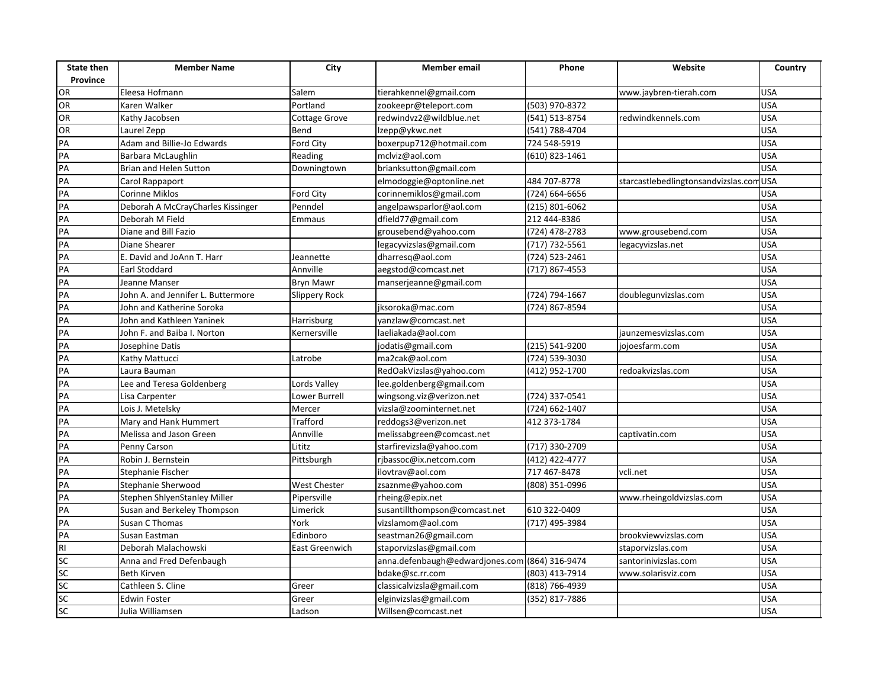| State then Province | Member Name | City | Member email | Phone | Website | Country |
|---|---|---|---|---|---|---|
| OR | Eleesa Hofmann | Salem | tierahkennel@gmail.com | | www.jaybren-tierah.com | USA |
| OR | Karen Walker | Portland | zookeepr@teleport.com | (503) 970-8372 | | USA |
| OR | Kathy Jacobsen | Cottage Grove | redwindvz2@wildblue.net | (541) 513-8754 | redwindkennels.com | USA |
| OR | Laurel Zepp | Bend | lzepp@ykwc.net | (541) 788-4704 | | USA |
| PA | Adam and Billie-Jo Edwards | Ford City | boxerpup712@hotmail.com | 724 548-5919 | | USA |
| PA | Barbara McLaughlin | Reading | mclviz@aol.com | (610) 823-1461 | | USA |
| PA | Brian and Helen Sutton | Downingtown | brianksutton@gmail.com | | | USA |
| PA | Carol Rappaport | | elmodoggie@optonline.net | 484 707-8778 | starcastlebedlingtonsandvizslas.com | USA |
| PA | Corinne Miklos | Ford City | corinnemiklos@gmail.com | (724) 664-6656 | | USA |
| PA | Deborah A McCrayCharles Kissinger | Penndel | angelpawsparlor@aol.com | (215) 801-6062 | | USA |
| PA | Deborah M Field | Emmaus | dfield77@gmail.com | 212 444-8386 | | USA |
| PA | Diane and Bill Fazio | | grousebend@yahoo.com | (724) 478-2783 | www.grousebend.com | USA |
| PA | Diane Shearer | | legacyvizslas@gmail.com | (717) 732-5561 | legacyvizslas.net | USA |
| PA | E. David and JoAnn T. Harr | Jeannette | dharresq@aol.com | (724) 523-2461 | | USA |
| PA | Earl Stoddard | Annville | aegstod@comcast.net | (717) 867-4553 | | USA |
| PA | Jeanne Manser | Bryn Mawr | manserjeanne@gmail.com | | | USA |
| PA | John A. and Jennifer L. Buttermore | Slippery Rock | | (724) 794-1667 | doublegunvizslas.com | USA |
| PA | John and Katherine Soroka | | jksoroka@mac.com | (724) 867-8594 | | USA |
| PA | John and Kathleen Yaninek | Harrisburg | yanzlaw@comcast.net | | | USA |
| PA | John F. and Baiba I. Norton | Kernersville | laeliakada@aol.com | | jaunzemesvizslas.com | USA |
| PA | Josephine Datis | | jodatis@gmail.com | (215) 541-9200 | jojoesfarm.com | USA |
| PA | Kathy Mattucci | Latrobe | ma2cak@aol.com | (724) 539-3030 | | USA |
| PA | Laura Bauman | | RedOakVizslas@yahoo.com | (412) 952-1700 | redoakvizslas.com | USA |
| PA | Lee and Teresa Goldenberg | Lords Valley | lee.goldenberg@gmail.com | | | USA |
| PA | Lisa Carpenter | Lower Burrell | wingsong.viz@verizon.net | (724) 337-0541 | | USA |
| PA | Lois J. Metelsky | Mercer | vizsla@zoominternet.net | (724) 662-1407 | | USA |
| PA | Mary and Hank Hummert | Trafford | reddogs3@verizon.net | 412 373-1784 | | USA |
| PA | Melissa and Jason Green | Annville | melissabgreen@comcast.net | | captivatin.com | USA |
| PA | Penny Carson | Lititz | starfirevizsla@yahoo.com | (717) 330-2709 | | USA |
| PA | Robin J. Bernstein | Pittsburgh | rjbassoc@ix.netcom.com | (412) 422-4777 | | USA |
| PA | Stephanie Fischer | | ilovtrav@aol.com | 717 467-8478 | vcli.net | USA |
| PA | Stephanie Sherwood | West Chester | zsaznme@yahoo.com | (808) 351-0996 | | USA |
| PA | Stephen ShlyenStanley Miller | Pipersville | rheing@epix.net | | www.rheingoldvizslas.com | USA |
| PA | Susan and Berkeley Thompson | Limerick | susantillthompson@comcast.net | 610 322-0409 | | USA |
| PA | Susan C Thomas | York | vizslamom@aol.com | (717) 495-3984 | | USA |
| PA | Susan Eastman | Edinboro | seastman26@gmail.com | | brookviewvizslas.com | USA |
| RI | Deborah Malachowski | East Greenwich | staporvizslas@gmail.com | | staporvizslas.com | USA |
| SC | Anna and Fred Defenbaugh | | anna.defenbaugh@edwardjones.com | (864) 316-9474 | santorinivizslas.com | USA |
| SC | Beth Kirven | | bdake@sc.rr.com | (803) 413-7914 | www.solarisviz.com | USA |
| SC | Cathleen S. Cline | Greer | classicalvizsla@gmail.com | (818) 766-4939 | | USA |
| SC | Edwin Foster | Greer | elginvizslas@gmail.com | (352) 817-7886 | | USA |
| SC | Julia Williamsen | Ladson | Willsen@comcast.net | | | USA |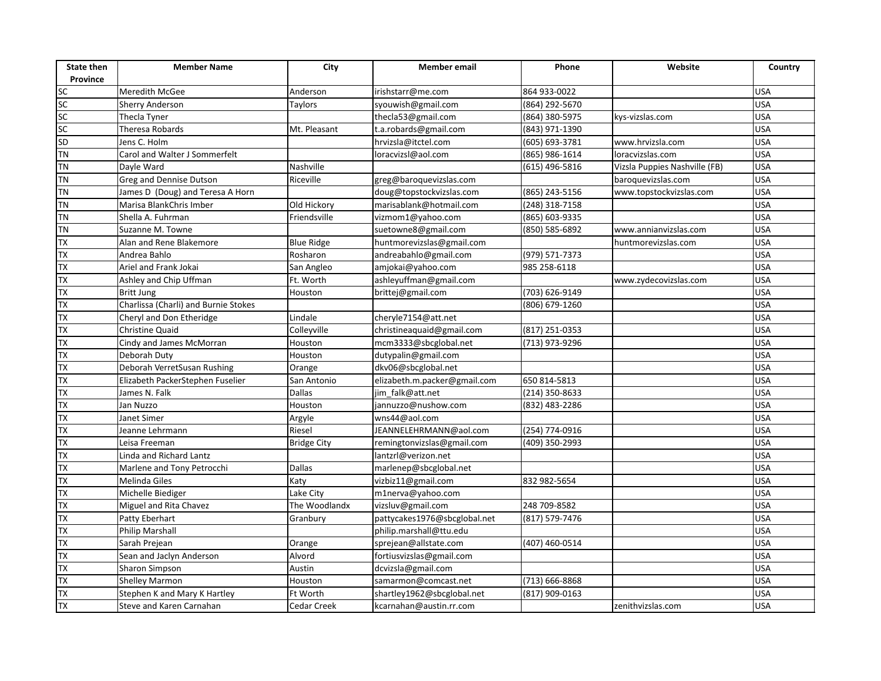| State then Province | Member Name | City | Member email | Phone | Website | Country |
|---|---|---|---|---|---|---|
| SC | Meredith McGee | Anderson | irishstarr@me.com | 864 933-0022 | | USA |
| SC | Sherry Anderson | Taylors | syouwish@gmail.com | (864) 292-5670 | | USA |
| SC | Thecla Tyner | | thecla53@gmail.com | (864) 380-5975 | kys-vizslas.com | USA |
| SC | Theresa Robards | Mt. Pleasant | t.a.robards@gmail.com | (843) 971-1390 | | USA |
| SD | Jens C. Holm | | hrvizsla@itctel.com | (605) 693-3781 | www.hrvizsla.com | USA |
| TN | Carol and Walter J Sommerfelt | | loracvizsl@aol.com | (865) 986-1614 | loracvizslas.com | USA |
| TN | Dayle Ward | Nashville | | (615) 496-5816 | Vizsla Puppies Nashville (FB) | USA |
| TN | Greg and Dennise Dutson | Riceville | greg@baroquevizslas.com | | baroquevizslas.com | USA |
| TN | James D (Doug) and Teresa A Horn | | doug@topstockvizslas.com | (865) 243-5156 | www.topstockvizslas.com | USA |
| TN | Marisa BlankChris Imber | Old Hickory | marisablank@hotmail.com | (248) 318-7158 | | USA |
| TN | Shella A. Fuhrman | Friendsville | vizmom1@yahoo.com | (865) 603-9335 | | USA |
| TN | Suzanne M. Towne | | suetowne8@gmail.com | (850) 585-6892 | www.annianvizslas.com | USA |
| TX | Alan and Rene Blakemore | Blue Ridge | huntmorevizslas@gmail.com | | huntmorevizslas.com | USA |
| TX | Andrea Bahlo | Rosharon | andreabahlo@gmail.com | (979) 571-7373 | | USA |
| TX | Ariel and Frank Jokai | San Angleo | amjokai@yahoo.com | 985 258-6118 | | USA |
| TX | Ashley and Chip Uffman | Ft. Worth | ashleyuffman@gmail.com | | www.zydecovizslas.com | USA |
| TX | Britt Jung | Houston | brittej@gmail.com | (703) 626-9149 | | USA |
| TX | Charlissa (Charli) and Burnie Stokes | | | (806) 679-1260 | | USA |
| TX | Cheryl and Don Etheridge | Lindale | cheryle7154@att.net | | | USA |
| TX | Christine Quaid | Colleyville | christineaquaid@gmail.com | (817) 251-0353 | | USA |
| TX | Cindy and James McMorran | Houston | mcm3333@sbcglobal.net | (713) 973-9296 | | USA |
| TX | Deborah Duty | Houston | dutypalin@gmail.com | | | USA |
| TX | Deborah VerretSusan Rushing | Orange | dkv06@sbcglobal.net | | | USA |
| TX | Elizabeth PackerStephen Fuselier | San Antonio | elizabeth.m.packer@gmail.com | 650 814-5813 | | USA |
| TX | James N. Falk | Dallas | jim_falk@att.net | (214) 350-8633 | | USA |
| TX | Jan Nuzzo | Houston | jannuzzo@nushow.com | (832) 483-2286 | | USA |
| TX | Janet Simer | Argyle | wns44@aol.com | | | USA |
| TX | Jeanne Lehrmann | Riesel | JEANNELEHRMANN@aol.com | (254) 774-0916 | | USA |
| TX | Leisa Freeman | Bridge City | remingtonvizslas@gmail.com | (409) 350-2993 | | USA |
| TX | Linda and Richard Lantz | | lantzrl@verizon.net | | | USA |
| TX | Marlene and Tony Petrocchi | Dallas | marlenep@sbcglobal.net | | | USA |
| TX | Melinda Giles | Katy | vizbiz11@gmail.com | 832 982-5654 | | USA |
| TX | Michelle Biediger | Lake City | m1nerva@yahoo.com | | | USA |
| TX | Miguel and Rita Chavez | The Woodlandx | vizsluv@gmail.com | 248 709-8582 | | USA |
| TX | Patty Eberhart | Granbury | pattycakes1976@sbcglobal.net | (817) 579-7476 | | USA |
| TX | Philip Marshall | | philip.marshall@ttu.edu | | | USA |
| TX | Sarah Prejean | Orange | sprejean@allstate.com | (407) 460-0514 | | USA |
| TX | Sean and Jaclyn Anderson | Alvord | fortiusvizslas@gmail.com | | | USA |
| TX | Sharon Simpson | Austin | dcvizsla@gmail.com | | | USA |
| TX | Shelley Marmon | Houston | samarmon@comcast.net | (713) 666-8868 | | USA |
| TX | Stephen K and Mary K Hartley | Ft Worth | shartley1962@sbcglobal.net | (817) 909-0163 | | USA |
| TX | Steve and Karen Carnahan | Cedar Creek | kcarnahan@austin.rr.com | | zenithvizslas.com | USA |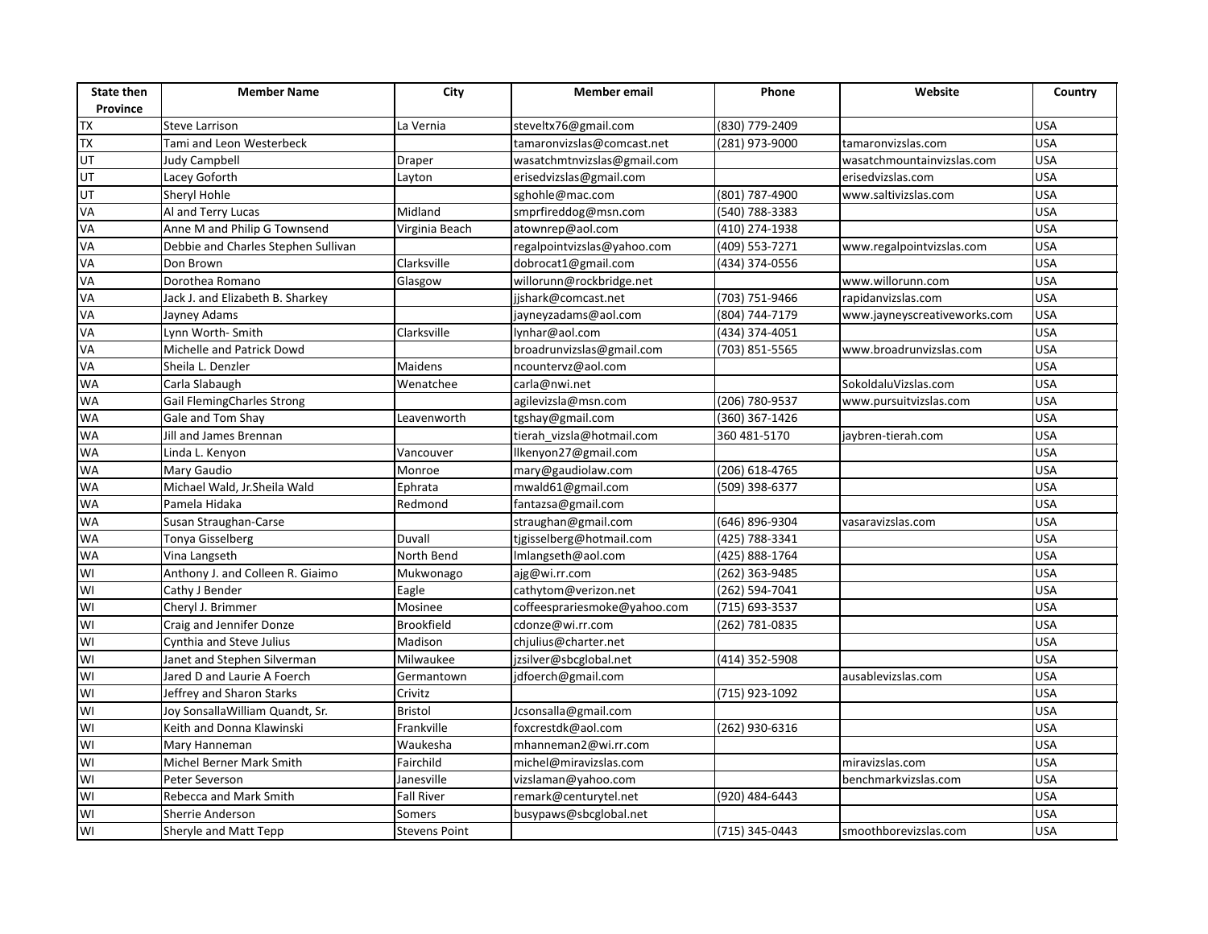| State then Province | Member Name | City | Member email | Phone | Website | Country |
|---|---|---|---|---|---|---|
| TX | Steve Larrison | La Vernia | steveltx76@gmail.com | (830) 779-2409 | | USA |
| TX | Tami and Leon Westerbeck | | tamaronvizslas@comcast.net | (281) 973-9000 | tamaronvizslas.com | USA |
| UT | Judy Campbell | Draper | wasatchmtnvizslas@gmail.com | | wasatchmountainvizslas.com | USA |
| UT | Lacey Goforth | Layton | erisedvizslas@gmail.com | | erisedvizslas.com | USA |
| UT | Sheryl Hohle | | sghohle@mac.com | (801) 787-4900 | www.saltivizslas.com | USA |
| VA | Al and Terry Lucas | Midland | smprfireddog@msn.com | (540) 788-3383 | | USA |
| VA | Anne M and Philip G Townsend | Virginia Beach | atownrep@aol.com | (410) 274-1938 | | USA |
| VA | Debbie and Charles Stephen Sullivan | | regalpointvizslas@yahoo.com | (409) 553-7271 | www.regalpointvizslas.com | USA |
| VA | Don Brown | Clarksville | dobrocat1@gmail.com | (434) 374-0556 | | USA |
| VA | Dorothea Romano | Glasgow | willorunn@rockbridge.net | | www.willorunn.com | USA |
| VA | Jack J. and Elizabeth B. Sharkey | | jjshark@comcast.net | (703) 751-9466 | rapidanvizslas.com | USA |
| VA | Jayney Adams | | jayneyzadams@aol.com | (804) 744-7179 | www.jayneyscreativeworks.com | USA |
| VA | Lynn Worth- Smith | Clarksville | lynhar@aol.com | (434) 374-4051 | | USA |
| VA | Michelle and Patrick Dowd | | broadrunvizslas@gmail.com | (703) 851-5565 | www.broadrunvizslas.com | USA |
| VA | Sheila L. Denzler | Maidens | ncountervz@aol.com | | | USA |
| WA | Carla Slabaugh | Wenatchee | carla@nwi.net | | SokoldaluVizslas.com | USA |
| WA | Gail FlemingCharles Strong | | agilevizsla@msn.com | (206) 780-9537 | www.pursuitvizslas.com | USA |
| WA | Gale and Tom Shay | Leavenworth | tgshay@gmail.com | (360) 367-1426 | | USA |
| WA | Jill and James Brennan | | tierah_vizsla@hotmail.com | 360 481-5170 | jaybren-tierah.com | USA |
| WA | Linda L. Kenyon | Vancouver | llkenyon27@gmail.com | | | USA |
| WA | Mary Gaudio | Monroe | mary@gaudiolaw.com | (206) 618-4765 | | USA |
| WA | Michael Wald, Jr.Sheila Wald | Ephrata | mwald61@gmail.com | (509) 398-6377 | | USA |
| WA | Pamela Hidaka | Redmond | fantazsa@gmail.com | | | USA |
| WA | Susan Straughan-Carse | | straughan@gmail.com | (646) 896-9304 | vasaravizslas.com | USA |
| WA | Tonya Gisselberg | Duvall | tjgisselberg@hotmail.com | (425) 788-3341 | | USA |
| WA | Vina Langseth | North Bend | lmlangseth@aol.com | (425) 888-1764 | | USA |
| WI | Anthony J. and Colleen R. Giaimo | Mukwonago | ajg@wi.rr.com | (262) 363-9485 | | USA |
| WI | Cathy J Bender | Eagle | cathytom@verizon.net | (262) 594-7041 | | USA |
| WI | Cheryl J. Brimmer | Mosinee | coffeesprariesmoke@yahoo.com | (715) 693-3537 | | USA |
| WI | Craig and Jennifer Donze | Brookfield | cdonze@wi.rr.com | (262) 781-0835 | | USA |
| WI | Cynthia and Steve Julius | Madison | chjulius@charter.net | | | USA |
| WI | Janet and Stephen Silverman | Milwaukee | jzsilver@sbcglobal.net | (414) 352-5908 | | USA |
| WI | Jared D and Laurie A Foerch | Germantown | jdfoerch@gmail.com | | ausablevizslas.com | USA |
| WI | Jeffrey and Sharon Starks | Crivitz | | (715) 923-1092 | | USA |
| WI | Joy SonsallaWilliam Quandt, Sr. | Bristol | Jcsonsalla@gmail.com | | | USA |
| WI | Keith and Donna Klawinski | Frankville | foxcrestdk@aol.com | (262) 930-6316 | | USA |
| WI | Mary Hanneman | Waukesha | mhanneman2@wi.rr.com | | | USA |
| WI | Michel Berner Mark Smith | Fairchild | michel@miravizslas.com | | miravizslas.com | USA |
| WI | Peter Severson | Janesville | vizslaman@yahoo.com | | benchmarkvizslas.com | USA |
| WI | Rebecca and Mark Smith | Fall River | remark@centurytel.net | (920) 484-6443 | | USA |
| WI | Sherrie Anderson | Somers | busypaws@sbcglobal.net | | | USA |
| WI | Sheryle and Matt Tepp | Stevens Point | | (715) 345-0443 | smoothborevizslas.com | USA |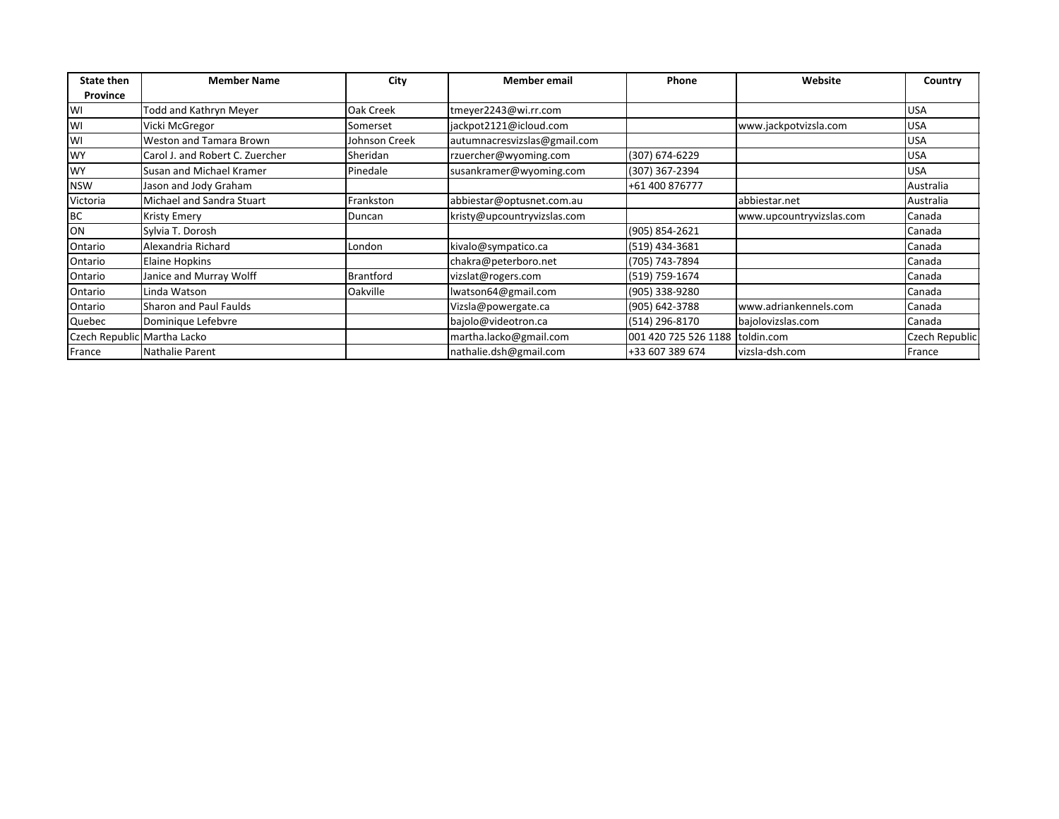| State then Province | Member Name | City | Member email | Phone | Website | Country |
|---|---|---|---|---|---|---|
| WI | Todd and Kathryn Meyer | Oak Creek | tmeyer2243@wi.rr.com | | | USA |
| WI | Vicki McGregor | Somerset | jackpot2121@icloud.com | | www.jackpotvizsla.com | USA |
| WI | Weston and Tamara Brown | Johnson Creek | autumnacresvizslas@gmail.com | | | USA |
| WY | Carol J. and Robert C. Zuercher | Sheridan | rzuercher@wyoming.com | (307) 674-6229 | | USA |
| WY | Susan and Michael Kramer | Pinedale | susankramer@wyoming.com | (307) 367-2394 | | USA |
| NSW | Jason and Jody Graham | | | +61 400 876777 | | Australia |
| Victoria | Michael and Sandra Stuart | Frankston | abbiestar@optusnet.com.au | | abbiestar.net | Australia |
| BC | Kristy Emery | Duncan | kristy@upcountryvizslas.com | | www.upcountryvizslas.com | Canada |
| ON | Sylvia T. Dorosh | | | (905) 854-2621 | | Canada |
| Ontario | Alexandria Richard | London | kivalo@sympatico.ca | (519) 434-3681 | | Canada |
| Ontario | Elaine Hopkins | | chakra@peterboro.net | (705) 743-7894 | | Canada |
| Ontario | Janice and Murray Wolff | Brantford | vizslat@rogers.com | (519) 759-1674 | | Canada |
| Ontario | Linda Watson | Oakville | lwatson64@gmail.com | (905) 338-9280 | | Canada |
| Ontario | Sharon and Paul Faulds | | Vizsla@powergate.ca | (905) 642-3788 | www.adriankennels.com | Canada |
| Quebec | Dominique Lefebvre | | bajolo@videotron.ca | (514) 296-8170 | bajolovizslas.com | Canada |
| Czech Republic | Martha Lacko | | martha.lacko@gmail.com | 001 420 725 526 1188 | toldin.com | Czech Republic |
| France | Nathalie Parent | | nathalie.dsh@gmail.com | +33 607 389 674 | vizsla-dsh.com | France |